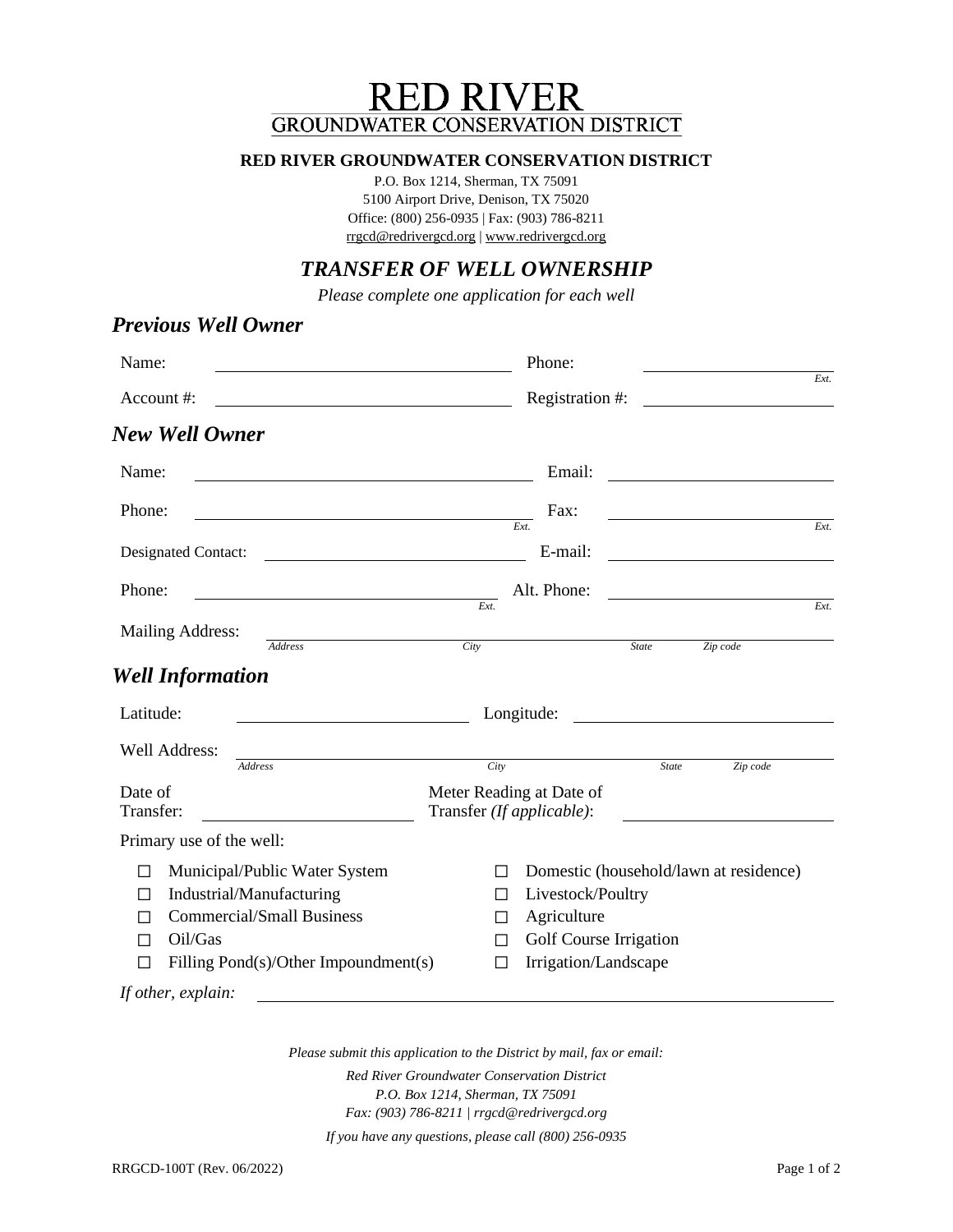# RED RIVER
## GROUNDWATER CONSERVATION DISTRICT

**RED RIVER GROUNDWATER CONSERVATION DISTRICT**

P.O. Box 1214, Sherman, TX 75091
5100 Airport Drive, Denison, TX 75020
Office: (800) 256-0935 | Fax: (903) 786-8211
rrgcd@redrivergcd.org | www.redrivergcd.org

## *TRANSFER OF WELL OWNERSHIP*

*Please complete one application for each well*

### *Previous Well Owner*

Name: ______________________ Phone: ______________ *Ext.*

Account #: ______________________ Registration #: ______________

### *New Well Owner*

Name: ______________________ Email: ______________

Phone: ______________________ *Ext.* Fax: ______________ *Ext.*

Designated Contact: ______________________ E-mail: ______________

Phone: ______________________ *Ext.* Alt. Phone: ______________ *Ext.*

Mailing Address: ______________________
*Address* *City* *State* *Zip code*

### *Well Information*

Latitude: ______________________ Longitude: ______________

Well Address: ______________________
*Address* *City* *State* *Zip code*

Date of Transfer: ______________ Meter Reading at Date of Transfer *(If applicable)*: ______________

Primary use of the well:

- ☐ Municipal/Public Water System
- ☐ Industrial/Manufacturing
- ☐ Commercial/Small Business
- ☐ Oil/Gas
- ☐ Filling Pond(s)/Other Impoundment(s)
- ☐ Domestic (household/lawn at residence)
- ☐ Livestock/Poultry
- ☐ Agriculture
- ☐ Golf Course Irrigation
- ☐ Irrigation/Landscape

*If other, explain:* ______________________

*Please submit this application to the District by mail, fax or email:*

*Red River Groundwater Conservation District*
*P.O. Box 1214, Sherman, TX 75091*
*Fax: (903) 786-8211 | rrgcd@redrivergcd.org*

*If you have any questions, please call (800) 256-0935*

RRGCD-100T (Rev. 06/2022)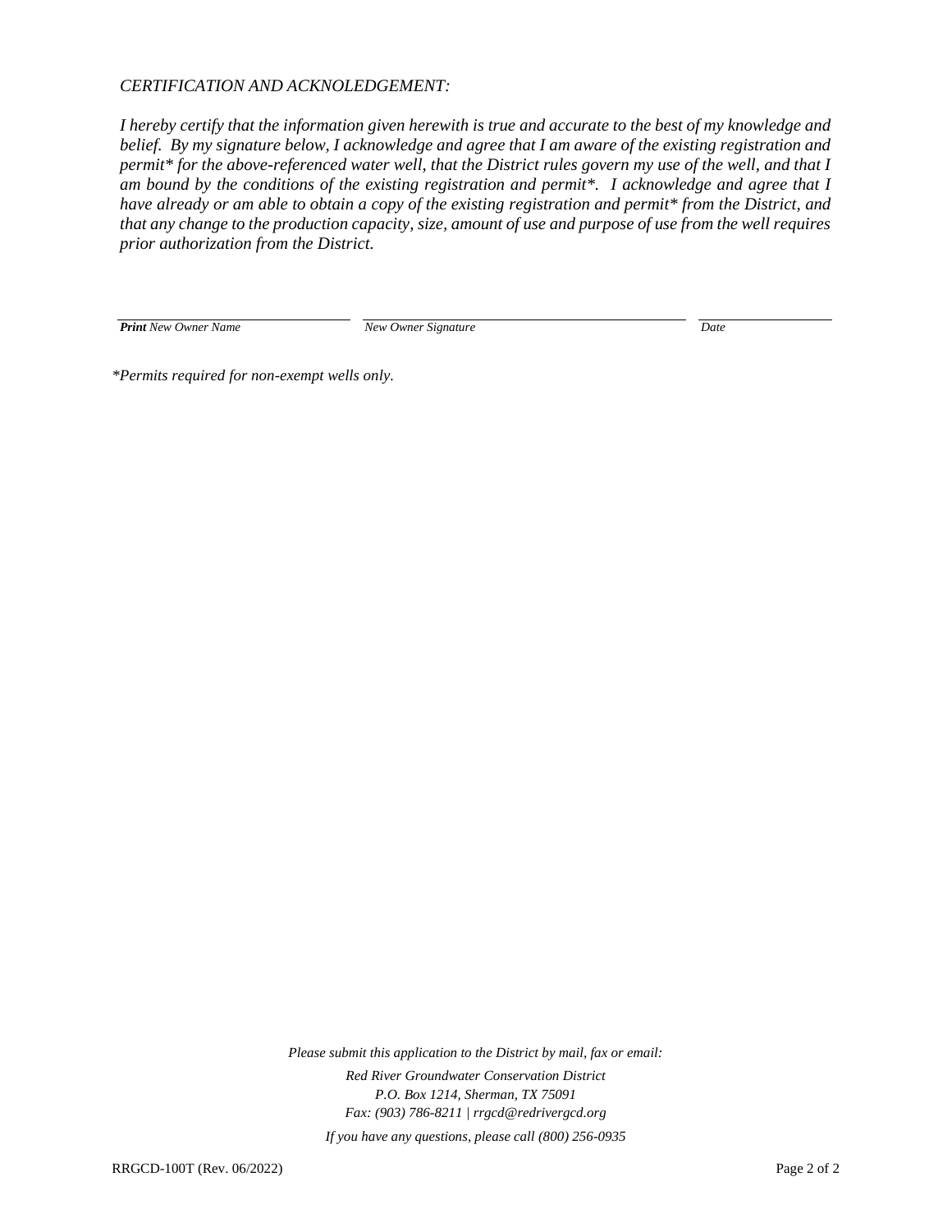*CERTIFICATION AND ACKNOLEDGEMENT:*

*I hereby certify that the information given herewith is true and accurate to the best of my knowledge and belief. By my signature below, I acknowledge and agree that I am aware of the existing registration and permit\* for the above-referenced water well, that the District rules govern my use of the well, and that I am bound by the conditions of the existing registration and permit\*. I acknowledge and agree that I have already or am able to obtain a copy of the existing registration and permit\* from the District, and that any change to the production capacity, size, amount of use and purpose of use from the well requires prior authorization from the District.*

| ***Print** New Owner Name* | *New Owner Signature* | *Date* |
|---|---|---|

\**Permits required for non-exempt wells only.*

*Please submit this application to the District by mail, fax or email:*

*Red River Groundwater Conservation District*
*P.O. Box 1214, Sherman, TX 75091*
*Fax: (903) 786-8211 | rrgcd@redrivergcd.org*

*If you have any questions, please call (800) 256-0935*

RRGCD-100T (Rev. 06/2022)